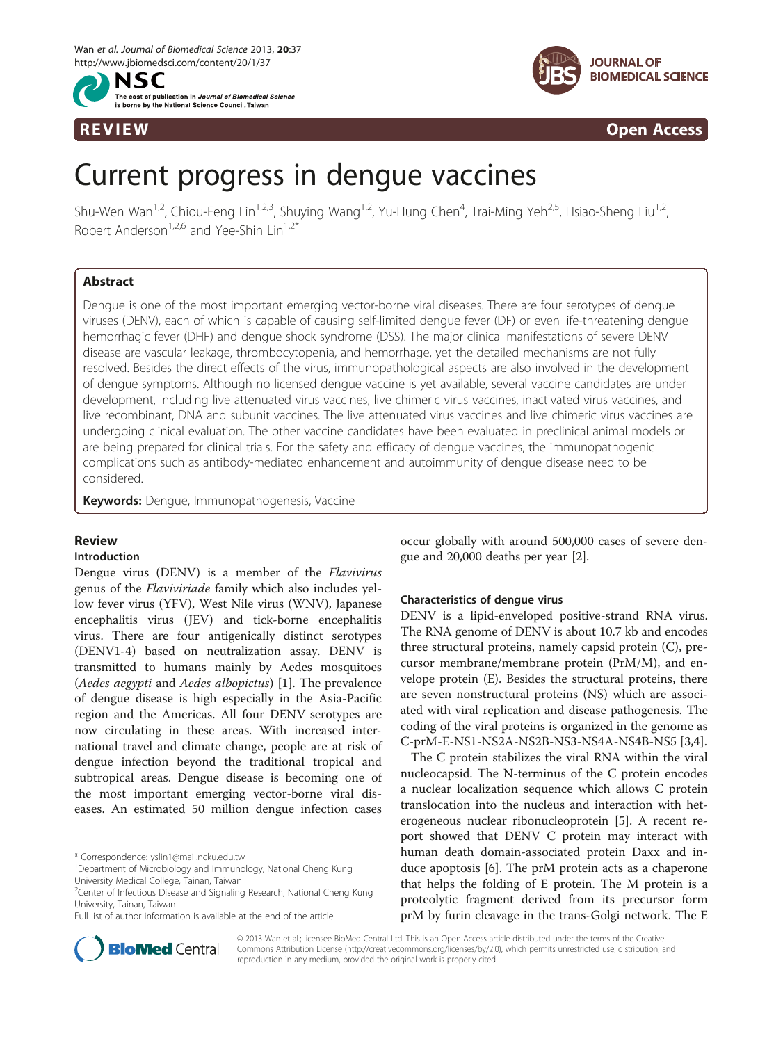REVIEW Open Access

# Current progress in dengue vaccines

Shu-Wen Wan[1,2], Chiou-Feng Lin[1,2,3], Shuying Wang[1,2], Yu-Hung Chen[4], Trai-Ming Yeh[2,5], Hsiao-Sheng Liu[1,2], Robert Anderson[1,2,6] and Yee-Shin Lin[1,2*]

## Abstract

Dengue is one of the most important emerging vector-borne viral diseases. There are four serotypes of dengue viruses (DENV), each of which is capable of causing self-limited dengue fever (DF) or even life-threatening dengue hemorrhagic fever (DHF) and dengue shock syndrome (DSS). The major clinical manifestations of severe DENV disease are vascular leakage, thrombocytopenia, and hemorrhage, yet the detailed mechanisms are not fully resolved. Besides the direct effects of the virus, immunopathological aspects are also involved in the development of dengue symptoms. Although no licensed dengue vaccine is yet available, several vaccine candidates are under development, including live attenuated virus vaccines, live chimeric virus vaccines, inactivated virus vaccines, and live recombinant, DNA and subunit vaccines. The live attenuated virus vaccines and live chimeric virus vaccines are undergoing clinical evaluation. The other vaccine candidates have been evaluated in preclinical animal models or are being prepared for clinical trials. For the safety and efficacy of dengue vaccines, the immunopathogenic complications such as antibody-mediated enhancement and autoimmunity of dengue disease need to be considered.

**Keywords:** Dengue, Immunopathogenesis, Vaccine

## Review

### Introduction

Dengue virus (DENV) is a member of the *Flavivirus* genus of the *Flaviviriade* family which also includes yellow fever virus (YFV), West Nile virus (WNV), Japanese encephalitis virus (JEV) and tick-borne encephalitis virus. There are four antigenically distinct serotypes (DENV1-4) based on neutralization assay. DENV is transmitted to humans mainly by Aedes mosquitoes (*Aedes aegypti* and *Aedes albopictus*) [1]. The prevalence of dengue disease is high especially in the Asia-Pacific region and the Americas. All four DENV serotypes are now circulating in these areas. With increased international travel and climate change, people are at risk of dengue infection beyond the traditional tropical and subtropical areas. Dengue disease is becoming one of the most important emerging vector-borne viral diseases. An estimated 50 million dengue infection cases occur globally with around 500,000 cases of severe dengue and 20,000 deaths per year [2].

### Characteristics of dengue virus

DENV is a lipid-enveloped positive-strand RNA virus. The RNA genome of DENV is about 10.7 kb and encodes three structural proteins, namely capsid protein (C), precursor membrane/membrane protein (PrM/M), and envelope protein (E). Besides the structural proteins, there are seven nonstructural proteins (NS) which are associated with viral replication and disease pathogenesis. The coding of the viral proteins is organized in the genome as C-prM-E-NS1-NS2A-NS2B-NS3-NS4A-NS4B-NS5 [3,4].

The C protein stabilizes the viral RNA within the viral nucleocapsid. The N-terminus of the C protein encodes a nuclear localization sequence which allows C protein translocation into the nucleus and interaction with heterogeneous nuclear ribonucleoprotein [5]. A recent report showed that DENV C protein may interact with human death domain-associated protein Daxx and induce apoptosis [6]. The prM protein acts as a chaperone that helps the folding of E protein. The M protein is a proteolytic fragment derived from its precursor form prM by furin cleavage in the trans-Golgi network. The E

\* Correspondence: yslin1@mail.ncku.edu.tw
[1]Department of Microbiology and Immunology, National Cheng Kung University Medical College, Tainan, Taiwan
[2]Center of Infectious Disease and Signaling Research, National Cheng Kung University, Tainan, Taiwan
Full list of author information is available at the end of the article

© 2013 Wan et al.; licensee BioMed Central Ltd. This is an Open Access article distributed under the terms of the Creative Commons Attribution License (http://creativecommons.org/licenses/by/2.0), which permits unrestricted use, distribution, and reproduction in any medium, provided the original work is properly cited.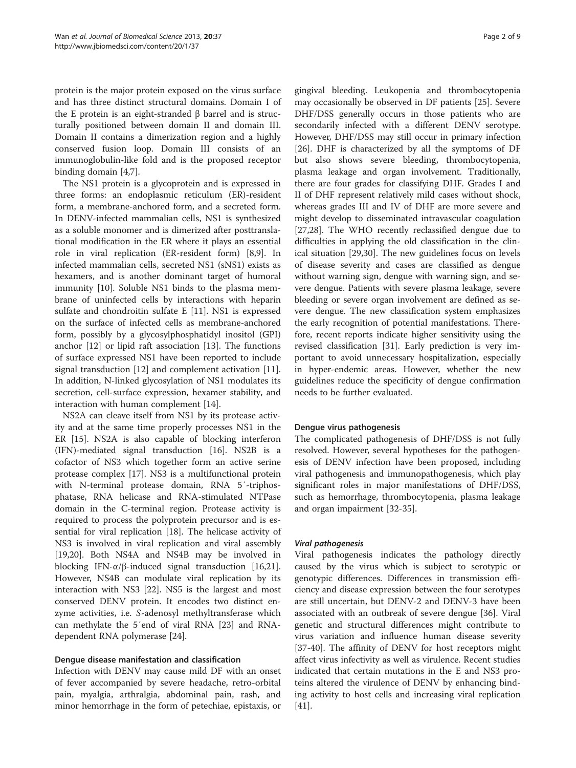protein is the major protein exposed on the virus surface and has three distinct structural domains. Domain I of the E protein is an eight-stranded β barrel and is structurally positioned between domain II and domain III. Domain II contains a dimerization region and a highly conserved fusion loop. Domain III consists of an immunoglobulin-like fold and is the proposed receptor binding domain [4,7].

The NS1 protein is a glycoprotein and is expressed in three forms: an endoplasmic reticulum (ER)-resident form, a membrane-anchored form, and a secreted form. In DENV-infected mammalian cells, NS1 is synthesized as a soluble monomer and is dimerized after posttranslational modification in the ER where it plays an essential role in viral replication (ER-resident form) [8,9]. In infected mammalian cells, secreted NS1 (sNS1) exists as hexamers, and is another dominant target of humoral immunity [10]. Soluble NS1 binds to the plasma membrane of uninfected cells by interactions with heparin sulfate and chondroitin sulfate E [11]. NS1 is expressed on the surface of infected cells as membrane-anchored form, possibly by a glycosylphosphatidyl inositol (GPI) anchor [12] or lipid raft association [13]. The functions of surface expressed NS1 have been reported to include signal transduction [12] and complement activation [11]. In addition, N-linked glycosylation of NS1 modulates its secretion, cell-surface expression, hexamer stability, and interaction with human complement [14].

NS2A can cleave itself from NS1 by its protease activity and at the same time properly processes NS1 in the ER [15]. NS2A is also capable of blocking interferon (IFN)-mediated signal transduction [16]. NS2B is a cofactor of NS3 which together form an active serine protease complex [17]. NS3 is a multifunctional protein with N-terminal protease domain, RNA 5′-triphosphatase, RNA helicase and RNA-stimulated NTPase domain in the C-terminal region. Protease activity is required to process the polyprotein precursor and is essential for viral replication [18]. The helicase activity of NS3 is involved in viral replication and viral assembly [19,20]. Both NS4A and NS4B may be involved in blocking IFN-α/β-induced signal transduction [16,21]. However, NS4B can modulate viral replication by its interaction with NS3 [22]. NS5 is the largest and most conserved DENV protein. It encodes two distinct enzyme activities, i.e. *S*-adenosyl methyltransferase which can methylate the 5′end of viral RNA [23] and RNA-dependent RNA polymerase [24].

## Dengue disease manifestation and classification

Infection with DENV may cause mild DF with an onset of fever accompanied by severe headache, retro-orbital pain, myalgia, arthralgia, abdominal pain, rash, and minor hemorrhage in the form of petechiae, epistaxis, or gingival bleeding. Leukopenia and thrombocytopenia may occasionally be observed in DF patients [25]. Severe DHF/DSS generally occurs in those patients who are secondarily infected with a different DENV serotype. However, DHF/DSS may still occur in primary infection [26]. DHF is characterized by all the symptoms of DF but also shows severe bleeding, thrombocytopenia, plasma leakage and organ involvement. Traditionally, there are four grades for classifying DHF. Grades I and II of DHF represent relatively mild cases without shock, whereas grades III and IV of DHF are more severe and might develop to disseminated intravascular coagulation [27,28]. The WHO recently reclassified dengue due to difficulties in applying the old classification in the clinical situation [29,30]. The new guidelines focus on levels of disease severity and cases are classified as dengue without warning sign, dengue with warning sign, and severe dengue. Patients with severe plasma leakage, severe bleeding or severe organ involvement are defined as severe dengue. The new classification system emphasizes the early recognition of potential manifestations. Therefore, recent reports indicate higher sensitivity using the revised classification [31]. Early prediction is very important to avoid unnecessary hospitalization, especially in hyper-endemic areas. However, whether the new guidelines reduce the specificity of dengue confirmation needs to be further evaluated.

## Dengue virus pathogenesis

The complicated pathogenesis of DHF/DSS is not fully resolved. However, several hypotheses for the pathogenesis of DENV infection have been proposed, including viral pathogenesis and immunopathogenesis, which play significant roles in major manifestations of DHF/DSS, such as hemorrhage, thrombocytopenia, plasma leakage and organ impairment [32-35].

### *Viral pathogenesis*

Viral pathogenesis indicates the pathology directly caused by the virus which is subject to serotypic or genotypic differences. Differences in transmission efficiency and disease expression between the four serotypes are still uncertain, but DENV-2 and DENV-3 have been associated with an outbreak of severe dengue [36]. Viral genetic and structural differences might contribute to virus variation and influence human disease severity [37-40]. The affinity of DENV for host receptors might affect virus infectivity as well as virulence. Recent studies indicated that certain mutations in the E and NS3 proteins altered the virulence of DENV by enhancing binding activity to host cells and increasing viral replication [41].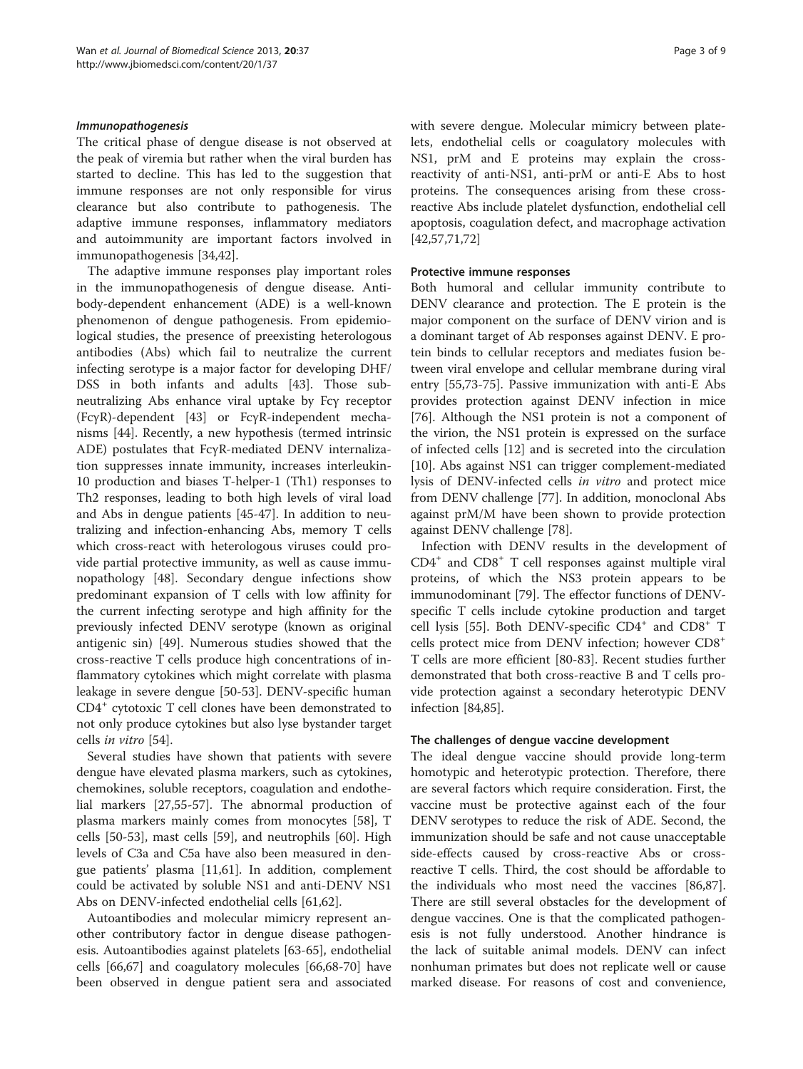### *Immunopathogenesis*

The critical phase of dengue disease is not observed at the peak of viremia but rather when the viral burden has started to decline. This has led to the suggestion that immune responses are not only responsible for virus clearance but also contribute to pathogenesis. The adaptive immune responses, inflammatory mediators and autoimmunity are important factors involved in immunopathogenesis [34,42].

The adaptive immune responses play important roles in the immunopathogenesis of dengue disease. Antibody-dependent enhancement (ADE) is a well-known phenomenon of dengue pathogenesis. From epidemiological studies, the presence of preexisting heterologous antibodies (Abs) which fail to neutralize the current infecting serotype is a major factor for developing DHF/DSS in both infants and adults [43]. Those subneutralizing Abs enhance viral uptake by Fcγ receptor (FcγR)-dependent [43] or FcγR-independent mechanisms [44]. Recently, a new hypothesis (termed intrinsic ADE) postulates that FcγR-mediated DENV internalization suppresses innate immunity, increases interleukin-10 production and biases T-helper-1 (Th1) responses to Th2 responses, leading to both high levels of viral load and Abs in dengue patients [45-47]. In addition to neutralizing and infection-enhancing Abs, memory T cells which cross-react with heterologous viruses could provide partial protective immunity, as well as cause immunopathology [48]. Secondary dengue infections show predominant expansion of T cells with low affinity for the current infecting serotype and high affinity for the previously infected DENV serotype (known as original antigenic sin) [49]. Numerous studies showed that the cross-reactive T cells produce high concentrations of inflammatory cytokines which might correlate with plasma leakage in severe dengue [50-53]. DENV-specific human $CD4^+$ cytotoxic T cell clones have been demonstrated to not only produce cytokines but also lyse bystander target cells *in vitro* [54].

Several studies have shown that patients with severe dengue have elevated plasma markers, such as cytokines, chemokines, soluble receptors, coagulation and endothelial markers [27,55-57]. The abnormal production of plasma markers mainly comes from monocytes [58], T cells [50-53], mast cells [59], and neutrophils [60]. High levels of C3a and C5a have also been measured in dengue patients' plasma [11,61]. In addition, complement could be activated by soluble NS1 and anti-DENV NS1 Abs on DENV-infected endothelial cells [61,62].

Autoantibodies and molecular mimicry represent another contributory factor in dengue disease pathogenesis. Autoantibodies against platelets [63-65], endothelial cells [66,67] and coagulatory molecules [66,68-70] have been observed in dengue patient sera and associated with severe dengue. Molecular mimicry between platelets, endothelial cells or coagulatory molecules with NS1, prM and E proteins may explain the cross-reactivity of anti-NS1, anti-prM or anti-E Abs to host proteins. The consequences arising from these cross-reactive Abs include platelet dysfunction, endothelial cell apoptosis, coagulation defect, and macrophage activation [42,57,71,72]

### Protective immune responses

Both humoral and cellular immunity contribute to DENV clearance and protection. The E protein is the major component on the surface of DENV virion and is a dominant target of Ab responses against DENV. E protein binds to cellular receptors and mediates fusion between viral envelope and cellular membrane during viral entry [55,73-75]. Passive immunization with anti-E Abs provides protection against DENV infection in mice [76]. Although the NS1 protein is not a component of the virion, the NS1 protein is expressed on the surface of infected cells [12] and is secreted into the circulation [10]. Abs against NS1 can trigger complement-mediated lysis of DENV-infected cells *in vitro* and protect mice from DENV challenge [77]. In addition, monoclonal Abs against prM/M have been shown to provide protection against DENV challenge [78].

Infection with DENV results in the development of $CD4^+$ and $CD8^+$ T cell responses against multiple viral proteins, of which the NS3 protein appears to be immunodominant [79]. The effector functions of DENV-specific T cells include cytokine production and target cell lysis [55]. Both DENV-specific $CD4^+$ and $CD8^+$ T cells protect mice from DENV infection; however $CD8^+$ T cells are more efficient [80-83]. Recent studies further demonstrated that both cross-reactive B and T cells provide protection against a secondary heterotypic DENV infection [84,85].

### The challenges of dengue vaccine development

The ideal dengue vaccine should provide long-term homotypic and heterotypic protection. Therefore, there are several factors which require consideration. First, the vaccine must be protective against each of the four DENV serotypes to reduce the risk of ADE. Second, the immunization should be safe and not cause unacceptable side-effects caused by cross-reactive Abs or cross-reactive T cells. Third, the cost should be affordable to the individuals who most need the vaccines [86,87]. There are still several obstacles for the development of dengue vaccines. One is that the complicated pathogenesis is not fully understood. Another hindrance is the lack of suitable animal models. DENV can infect nonhuman primates but does not replicate well or cause marked disease. For reasons of cost and convenience,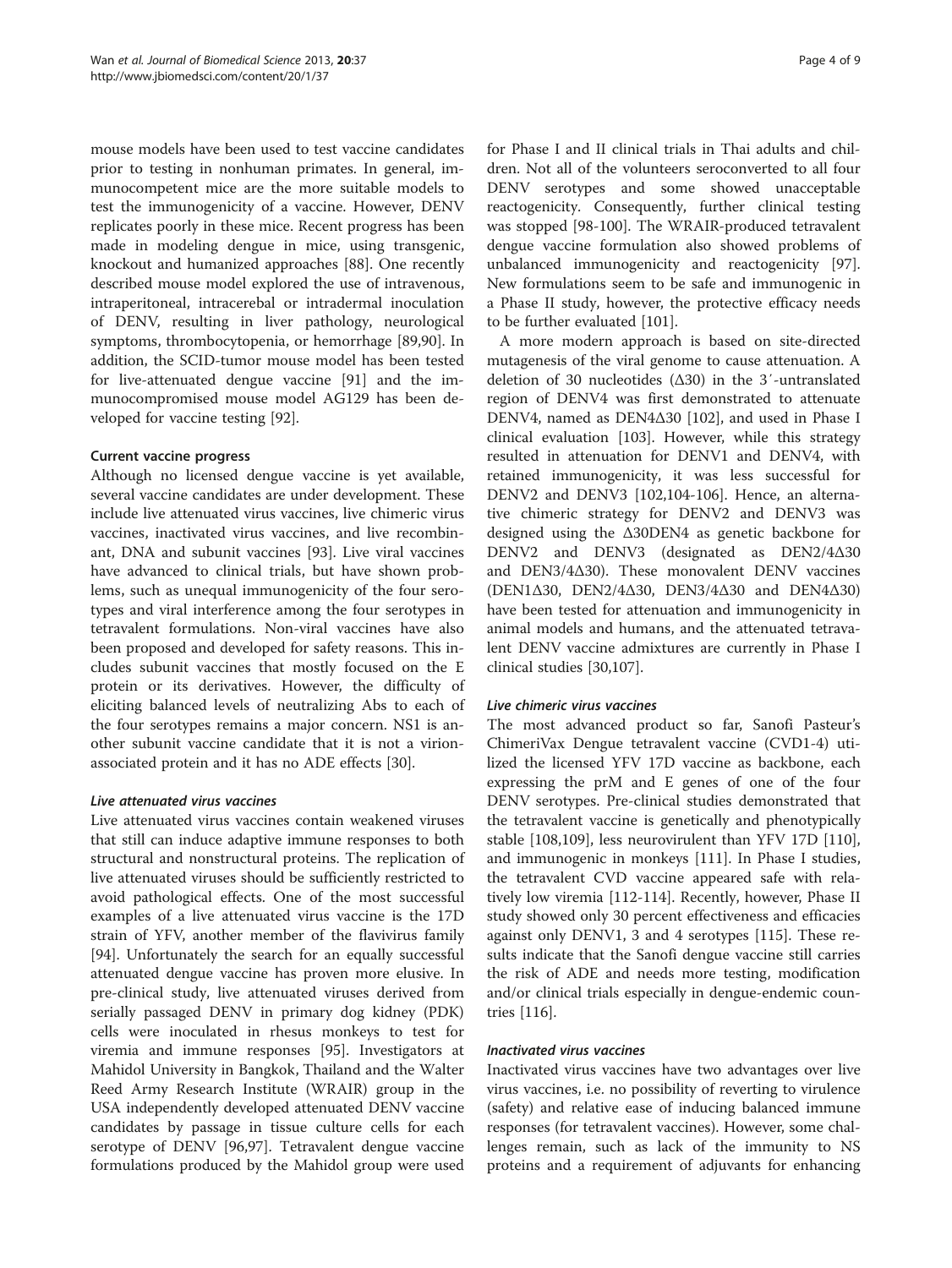mouse models have been used to test vaccine candidates prior to testing in nonhuman primates. In general, immunocompetent mice are the more suitable models to test the immunogenicity of a vaccine. However, DENV replicates poorly in these mice. Recent progress has been made in modeling dengue in mice, using transgenic, knockout and humanized approaches [88]. One recently described mouse model explored the use of intravenous, intraperitoneal, intracerebal or intradermal inoculation of DENV, resulting in liver pathology, neurological symptoms, thrombocytopenia, or hemorrhage [89,90]. In addition, the SCID-tumor mouse model has been tested for live-attenuated dengue vaccine [91] and the immunocompromised mouse model AG129 has been developed for vaccine testing [92].

### Current vaccine progress

Although no licensed dengue vaccine is yet available, several vaccine candidates are under development. These include live attenuated virus vaccines, live chimeric virus vaccines, inactivated virus vaccines, and live recombinant, DNA and subunit vaccines [93]. Live viral vaccines have advanced to clinical trials, but have shown problems, such as unequal immunogenicity of the four serotypes and viral interference among the four serotypes in tetravalent formulations. Non-viral vaccines have also been proposed and developed for safety reasons. This includes subunit vaccines that mostly focused on the E protein or its derivatives. However, the difficulty of eliciting balanced levels of neutralizing Abs to each of the four serotypes remains a major concern. NS1 is another subunit vaccine candidate that it is not a virion-associated protein and it has no ADE effects [30].

#### *Live attenuated virus vaccines*

Live attenuated virus vaccines contain weakened viruses that still can induce adaptive immune responses to both structural and nonstructural proteins. The replication of live attenuated viruses should be sufficiently restricted to avoid pathological effects. One of the most successful examples of a live attenuated virus vaccine is the 17D strain of YFV, another member of the flavivirus family [94]. Unfortunately the search for an equally successful attenuated dengue vaccine has proven more elusive. In pre-clinical study, live attenuated viruses derived from serially passaged DENV in primary dog kidney (PDK) cells were inoculated in rhesus monkeys to test for viremia and immune responses [95]. Investigators at Mahidol University in Bangkok, Thailand and the Walter Reed Army Research Institute (WRAIR) group in the USA independently developed attenuated DENV vaccine candidates by passage in tissue culture cells for each serotype of DENV [96,97]. Tetravalent dengue vaccine formulations produced by the Mahidol group were used for Phase I and II clinical trials in Thai adults and children. Not all of the volunteers seroconverted to all four DENV serotypes and some showed unacceptable reactogenicity. Consequently, further clinical testing was stopped [98-100]. The WRAIR-produced tetravalent dengue vaccine formulation also showed problems of unbalanced immunogenicity and reactogenicity [97]. New formulations seem to be safe and immunogenic in a Phase II study, however, the protective efficacy needs to be further evaluated [101].

A more modern approach is based on site-directed mutagenesis of the viral genome to cause attenuation. A deletion of 30 nucleotides (Δ30) in the 3′-untranslated region of DENV4 was first demonstrated to attenuate DENV4, named as DEN4Δ30 [102], and used in Phase I clinical evaluation [103]. However, while this strategy resulted in attenuation for DENV1 and DENV4, with retained immunogenicity, it was less successful for DENV2 and DENV3 [102,104-106]. Hence, an alternative chimeric strategy for DENV2 and DENV3 was designed using the Δ30DEN4 as genetic backbone for DENV2 and DENV3 (designated as DEN2/4Δ30 and DEN3/4Δ30). These monovalent DENV vaccines (DEN1Δ30, DEN2/4Δ30, DEN3/4Δ30 and DEN4Δ30) have been tested for attenuation and immunogenicity in animal models and humans, and the attenuated tetravalent DENV vaccine admixtures are currently in Phase I clinical studies [30,107].

#### *Live chimeric virus vaccines*

The most advanced product so far, Sanofi Pasteur's ChimeriVax Dengue tetravalent vaccine (CVD1-4) utilized the licensed YFV 17D vaccine as backbone, each expressing the prM and E genes of one of the four DENV serotypes. Pre-clinical studies demonstrated that the tetravalent vaccine is genetically and phenotypically stable [108,109], less neurovirulent than YFV 17D [110], and immunogenic in monkeys [111]. In Phase I studies, the tetravalent CVD vaccine appeared safe with relatively low viremia [112-114]. Recently, however, Phase II study showed only 30 percent effectiveness and efficacies against only DENV1, 3 and 4 serotypes [115]. These results indicate that the Sanofi dengue vaccine still carries the risk of ADE and needs more testing, modification and/or clinical trials especially in dengue-endemic countries [116].

#### *Inactivated virus vaccines*

Inactivated virus vaccines have two advantages over live virus vaccines, i.e. no possibility of reverting to virulence (safety) and relative ease of inducing balanced immune responses (for tetravalent vaccines). However, some challenges remain, such as lack of the immunity to NS proteins and a requirement of adjuvants for enhancing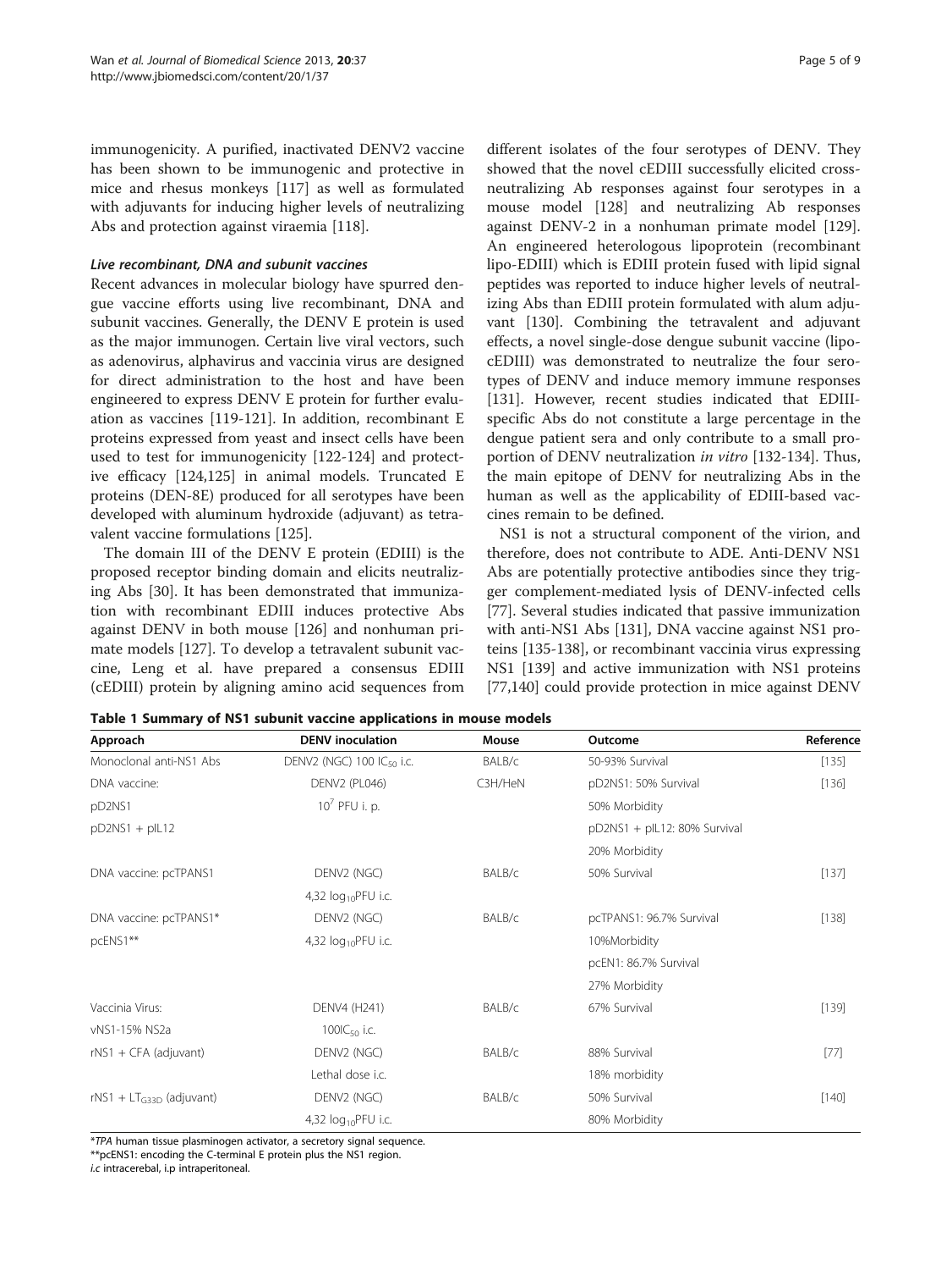immunogenicity. A purified, inactivated DENV2 vaccine has been shown to be immunogenic and protective in mice and rhesus monkeys [117] as well as formulated with adjuvants for inducing higher levels of neutralizing Abs and protection against viraemia [118].

#### *Live recombinant, DNA and subunit vaccines*

Recent advances in molecular biology have spurred dengue vaccine efforts using live recombinant, DNA and subunit vaccines. Generally, the DENV E protein is used as the major immunogen. Certain live viral vectors, such as adenovirus, alphavirus and vaccinia virus are designed for direct administration to the host and have been engineered to express DENV E protein for further evaluation as vaccines [119-121]. In addition, recombinant E proteins expressed from yeast and insect cells have been used to test for immunogenicity [122-124] and protective efficacy [124,125] in animal models. Truncated E proteins (DEN-8E) produced for all serotypes have been developed with aluminum hydroxide (adjuvant) as tetravalent vaccine formulations [125].

The domain III of the DENV E protein (EDIII) is the proposed receptor binding domain and elicits neutralizing Abs [30]. It has been demonstrated that immunization with recombinant EDIII induces protective Abs against DENV in both mouse [126] and nonhuman primate models [127]. To develop a tetravalent subunit vaccine, Leng et al. have prepared a consensus EDIII (cEDIII) protein by aligning amino acid sequences from different isolates of the four serotypes of DENV. They showed that the novel cEDIII successfully elicited cross-neutralizing Ab responses against four serotypes in a mouse model [128] and neutralizing Ab responses against DENV-2 in a nonhuman primate model [129]. An engineered heterologous lipoprotein (recombinant lipo-EDIII) which is EDIII protein fused with lipid signal peptides was reported to induce higher levels of neutralizing Abs than EDIII protein formulated with alum adjuvant [130]. Combining the tetravalent and adjuvant effects, a novel single-dose dengue subunit vaccine (lipo-cEDIII) was demonstrated to neutralize the four serotypes of DENV and induce memory immune responses [131]. However, recent studies indicated that EDIII-specific Abs do not constitute a large percentage in the dengue patient sera and only contribute to a small proportion of DENV neutralization *in vitro* [132-134]. Thus, the main epitope of DENV for neutralizing Abs in the human as well as the applicability of EDIII-based vaccines remain to be defined.

NS1 is not a structural component of the virion, and therefore, does not contribute to ADE. Anti-DENV NS1 Abs are potentially protective antibodies since they trigger complement-mediated lysis of DENV-infected cells [77]. Several studies indicated that passive immunization with anti-NS1 Abs [131], DNA vaccine against NS1 proteins [135-138], or recombinant vaccinia virus expressing NS1 [139] and active immunization with NS1 proteins [77,140] could provide protection in mice against DENV

**Table 1 Summary of NS1 subunit vaccine applications in mouse models**

| Approach | DENV inoculation | Mouse | Outcome | Reference |
|---|---|---|---|---|
| Monoclonal anti-NS1 Abs | DENV2 (NGC) 100 $IC_{50}$ i.c. | BALB/c | 50-93% Survival | [135] |
| DNA vaccine: | DENV2 (PL046) | C3H/HeN | pD2NS1: 50% Survival | [136] |
| pD2NS1 | $10^7$ PFU i. p. | | 50% Morbidity | |
| pD2NS1 + pIL12 | | | pD2NS1 + pIL12: 80% Survival | |
| | | | 20% Morbidity | |
| DNA vaccine: pcTPANS1 | DENV2 (NGC) | BALB/c | 50% Survival | [137] |
| | 4,32 $\log_{10}$PFU i.c. | | | |
| DNA vaccine: pcTPANS1* | DENV2 (NGC) | BALB/c | pcTPANS1: 96.7% Survival | [138] |
| pcENS1** | 4,32 $\log_{10}$PFU i.c. | | 10%Morbidity | |
| | | | pcEN1: 86.7% Survival | |
| | | | 27% Morbidity | |
| Vaccinia Virus: | DENV4 (H241) | BALB/c | 67% Survival | [139] |
| vNS1-15% NS2a | $100IC_{50}$ i.c. | | | |
| rNS1 + CFA (adjuvant) | DENV2 (NGC) | BALB/c | 88% Survival | [77] |
| | Lethal dose i.c. | | 18% morbidity | |
| rNS1 + $LT_{G33D}$ (adjuvant) | DENV2 (NGC) | BALB/c | 50% Survival | [140] |
| | 4,32 $\log_{10}$PFU i.c. | | 80% Morbidity | |

**TPA* human tissue plasminogen activator, a secretory signal sequence.
**pcENS1: encoding the C-terminal E protein plus the NS1 region.
*i.c* intracerebal, i.p intraperitoneal.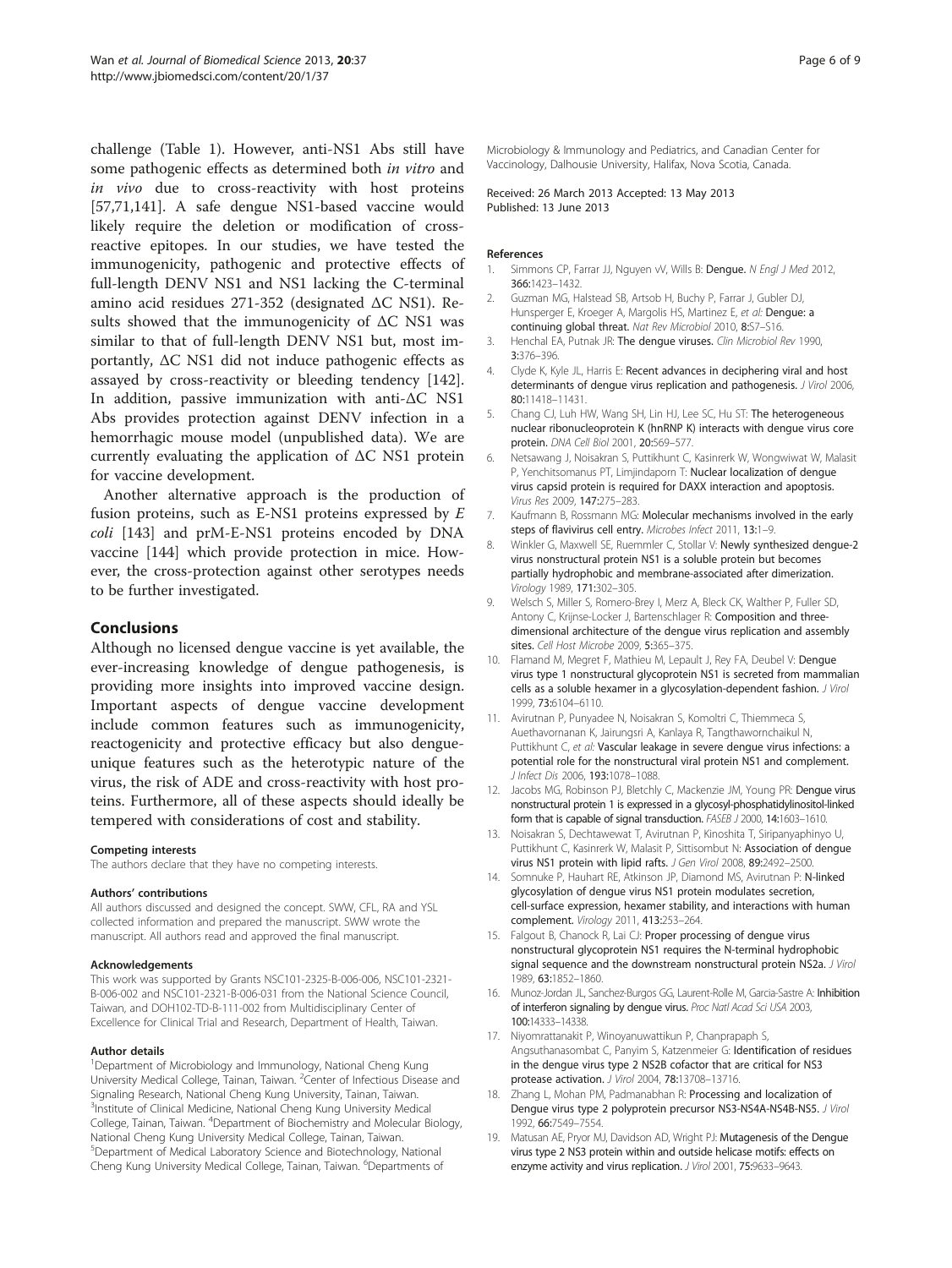challenge (Table 1). However, anti-NS1 Abs still have some pathogenic effects as determined both *in vitro* and *in vivo* due to cross-reactivity with host proteins [57,71,141]. A safe dengue NS1-based vaccine would likely require the deletion or modification of cross-reactive epitopes. In our studies, we have tested the immunogenicity, pathogenic and protective effects of full-length DENV NS1 and NS1 lacking the C-terminal amino acid residues 271-352 (designated ΔC NS1). Results showed that the immunogenicity of ΔC NS1 was similar to that of full-length DENV NS1 but, most importantly, ΔC NS1 did not induce pathogenic effects as assayed by cross-reactivity or bleeding tendency [142]. In addition, passive immunization with anti-ΔC NS1 Abs provides protection against DENV infection in a hemorrhagic mouse model (unpublished data). We are currently evaluating the application of ΔC NS1 protein for vaccine development.

Another alternative approach is the production of fusion proteins, such as E-NS1 proteins expressed by *E coli* [143] and prM-E-NS1 proteins encoded by DNA vaccine [144] which provide protection in mice. However, the cross-protection against other serotypes needs to be further investigated.

## Conclusions

Although no licensed dengue vaccine is yet available, the ever-increasing knowledge of dengue pathogenesis, is providing more insights into improved vaccine design. Important aspects of dengue vaccine development include common features such as immunogenicity, reactogenicity and protective efficacy but also dengue-unique features such as the heterotypic nature of the virus, the risk of ADE and cross-reactivity with host proteins. Furthermore, all of these aspects should ideally be tempered with considerations of cost and stability.

#### Competing interests

The authors declare that they have no competing interests.

#### Authors' contributions

All authors discussed and designed the concept. SWW, CFL, RA and YSL collected information and prepared the manuscript. SWW wrote the manuscript. All authors read and approved the final manuscript.

#### Acknowledgements

This work was supported by Grants NSC101-2325-B-006-006, NSC101-2321-B-006-002 and NSC101-2321-B-006-031 from the National Science Council, Taiwan, and DOH102-TD-B-111-002 from Multidisciplinary Center of Excellence for Clinical Trial and Research, Department of Health, Taiwan.

#### Author details

[1]Department of Microbiology and Immunology, National Cheng Kung University Medical College, Tainan, Taiwan. [2]Center of Infectious Disease and Signaling Research, National Cheng Kung University, Tainan, Taiwan. [3]Institute of Clinical Medicine, National Cheng Kung University Medical College, Tainan, Taiwan. [4]Department of Biochemistry and Molecular Biology, National Cheng Kung University Medical College, Tainan, Taiwan. [5]Department of Medical Laboratory Science and Biotechnology, National Cheng Kung University Medical College, Tainan, Taiwan. [6]Departments of Microbiology & Immunology and Pediatrics, and Canadian Center for Vaccinology, Dalhousie University, Halifax, Nova Scotia, Canada.

Received: 26 March 2013 Accepted: 13 May 2013
Published: 13 June 2013

#### References

1. Simmons CP, Farrar JJ, Nguyen vV, Wills B: **Dengue.** *N Engl J Med* 2012, **366:**1423–1432.
2. Guzman MG, Halstead SB, Artsob H, Buchy P, Farrar J, Gubler DJ, Hunsperger E, Kroeger A, Margolis HS, Martinez E, *et al:* **Dengue: a continuing global threat.** *Nat Rev Microbiol* 2010, **8:**S7–S16.
3. Henchal EA, Putnak JR: **The dengue viruses.** *Clin Microbiol Rev* 1990, **3:**376–396.
4. Clyde K, Kyle JL, Harris E: **Recent advances in deciphering viral and host determinants of dengue virus replication and pathogenesis.** *J Virol* 2006, **80:**11418–11431.
5. Chang CJ, Luh HW, Wang SH, Lin HJ, Lee SC, Hu ST: **The heterogeneous nuclear ribonucleoprotein K (hnRNP K) interacts with dengue virus core protein.** *DNA Cell Biol* 2001, **20:**569–577.
6. Netsawang J, Noisakran S, Puttikhunt C, Kasinrerk W, Wongwiwat W, Malasit P, Yenchitsomanus PT, Limjindaporn T: **Nuclear localization of dengue virus capsid protein is required for DAXX interaction and apoptosis.** *Virus Res* 2009, **147:**275–283.
7. Kaufmann B, Rossmann MG: **Molecular mechanisms involved in the early steps of flavivirus cell entry.** *Microbes Infect* 2011, **13:**1–9.
8. Winkler G, Maxwell SE, Ruemmler C, Stollar V: **Newly synthesized dengue-2 virus nonstructural protein NS1 is a soluble protein but becomes partially hydrophobic and membrane-associated after dimerization.** *Virology* 1989, **171:**302–305.
9. Welsch S, Miller S, Romero-Brey I, Merz A, Bleck CK, Walther P, Fuller SD, Antony C, Krijnse-Locker J, Bartenschlager R: **Composition and three-dimensional architecture of the dengue virus replication and assembly sites.** *Cell Host Microbe* 2009, **5:**365–375.
10. Flamand M, Megret F, Mathieu M, Lepault J, Rey FA, Deubel V: **Dengue virus type 1 nonstructural glycoprotein NS1 is secreted from mammalian cells as a soluble hexamer in a glycosylation-dependent fashion.** *J Virol* 1999, **73:**6104–6110.
11. Avirutnan P, Punyadee N, Noisakran S, Komoltri C, Thiemmeca S, Auethavornanan K, Jairungsri A, Kanlaya R, Tangthawornchaikul N, Puttikhunt C, *et al:* **Vascular leakage in severe dengue virus infections: a potential role for the nonstructural viral protein NS1 and complement.** *J Infect Dis* 2006, **193:**1078–1088.
12. Jacobs MG, Robinson PJ, Bletchly C, Mackenzie JM, Young PR: **Dengue virus nonstructural protein 1 is expressed in a glycosyl-phosphatidylinositol-linked form that is capable of signal transduction.** *FASEB J* 2000, **14:**1603–1610.
13. Noisakran S, Dechtawewat T, Avirutnan P, Kinoshita T, Siripanyaphinyo U, Puttikhunt C, Kasinrerk W, Malasit P, Sittisombut N: **Association of dengue virus NS1 protein with lipid rafts.** *J Gen Virol* 2008, **89:**2492–2500.
14. Somnuke P, Hauhart RE, Atkinson JP, Diamond MS, Avirutnan P: **N-linked glycosylation of dengue virus NS1 protein modulates secretion, cell-surface expression, hexamer stability, and interactions with human complement.** *Virology* 2011, **413:**253–264.
15. Falgout B, Chanock R, Lai CJ: **Proper processing of dengue virus nonstructural glycoprotein NS1 requires the N-terminal hydrophobic signal sequence and the downstream nonstructural protein NS2a.** *J Virol* 1989, **63:**1852–1860.
16. Munoz-Jordan JL, Sanchez-Burgos GG, Laurent-Rolle M, Garcia-Sastre A: **Inhibition of interferon signaling by dengue virus.** *Proc Natl Acad Sci USA* 2003, **100:**14333–14338.
17. Niyomrattanakit P, Winoyanuwattikun P, Chanprapaph S, Angsuthanasombat C, Panyim S, Katzenmeier G: **Identification of residues in the dengue virus type 2 NS2B cofactor that are critical for NS3 protease activation.** *J Virol* 2004, **78:**13708–13716.
18. Zhang L, Mohan PM, Padmanabhan R: **Processing and localization of Dengue virus type 2 polyprotein precursor NS3-NS4A-NS4B-NS5.** *J Virol* 1992, **66:**7549–7554.
19. Matusan AE, Pryor MJ, Davidson AD, Wright PJ: **Mutagenesis of the Dengue virus type 2 NS3 protein within and outside helicase motifs: effects on enzyme activity and virus replication.** *J Virol* 2001, **75:**9633–9643.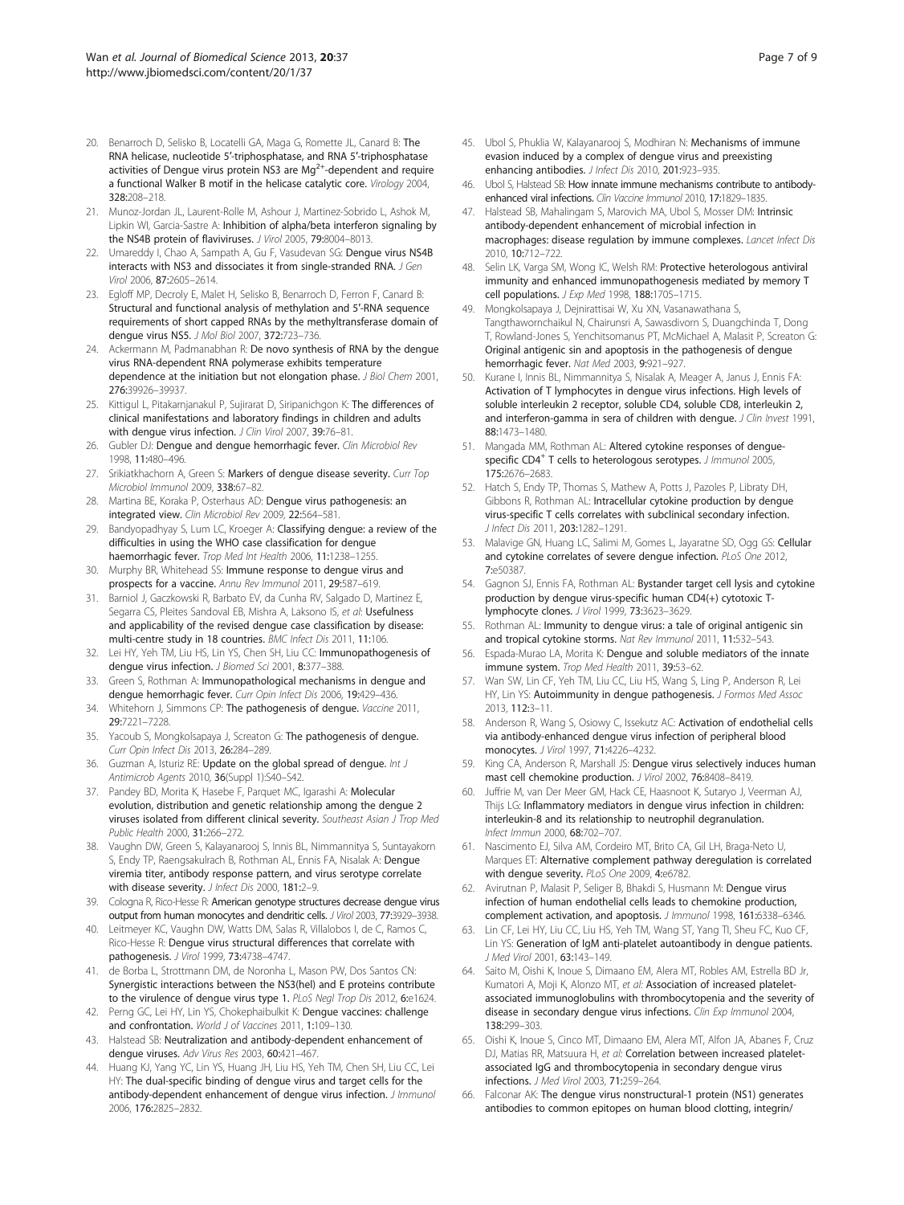20. Benarroch D, Selisko B, Locatelli GA, Maga G, Romette JL, Canard B: **The RNA helicase, nucleotide 5′-triphosphatase, and RNA 5′-triphosphatase activities of Dengue virus protein NS3 are $Mg^{2+}$-dependent and require a functional Walker B motif in the helicase catalytic core.** *Virology* 2004, **328:**208–218.
21. Munoz-Jordan JL, Laurent-Rolle M, Ashour J, Martinez-Sobrido L, Ashok M, Lipkin WI, Garcia-Sastre A: **Inhibition of alpha/beta interferon signaling by the NS4B protein of flaviviruses.** *J Virol* 2005, **79:**8004–8013.
22. Umareddy I, Chao A, Sampath A, Gu F, Vasudevan SG: **Dengue virus NS4B interacts with NS3 and dissociates it from single-stranded RNA.** *J Gen Virol* 2006, **87:**2605–2614.
23. Egloff MP, Decroly E, Malet H, Selisko B, Benarroch D, Ferron F, Canard B: **Structural and functional analysis of methylation and 5′-RNA sequence requirements of short capped RNAs by the methyltransferase domain of dengue virus NS5.** *J Mol Biol* 2007, **372:**723–736.
24. Ackermann M, Padmanabhan R: **De novo synthesis of RNA by the dengue virus RNA-dependent RNA polymerase exhibits temperature dependence at the initiation but not elongation phase.** *J Biol Chem* 2001, **276:**39926–39937.
25. Kittigul L, Pitakarnjanakul P, Sujirarat D, Siripanichgon K: **The differences of clinical manifestations and laboratory findings in children and adults with dengue virus infection.** *J Clin Virol* 2007, **39:**76–81.
26. Gubler DJ: **Dengue and dengue hemorrhagic fever.** *Clin Microbiol Rev* 1998, **11:**480–496.
27. Srikiatkhachorn A, Green S: **Markers of dengue disease severity.** *Curr Top Microbiol Immunol* 2009, **338:**67–82.
28. Martina BE, Koraka P, Osterhaus AD: **Dengue virus pathogenesis: an integrated view.** *Clin Microbiol Rev* 2009, **22:**564–581.
29. Bandyopadhyay S, Lum LC, Kroeger A: **Classifying dengue: a review of the difficulties in using the WHO case classification for dengue haemorrhagic fever.** *Trop Med Int Health* 2006, **11:**1238–1255.
30. Murphy BR, Whitehead SS: **Immune response to dengue virus and prospects for a vaccine.** *Annu Rev Immunol* 2011, **29:**587–619.
31. Barniol J, Gaczkowski R, Barbato EV, da Cunha RV, Salgado D, Martinez E, Segarra CS, Pleites Sandoval EB, Mishra A, Laksono IS, *et al*: **Usefulness and applicability of the revised dengue case classification by disease: multi-centre study in 18 countries.** *BMC Infect Dis* 2011, **11:**106.
32. Lei HY, Yeh TM, Liu HS, Lin YS, Chen SH, Liu CC: **Immunopathogenesis of dengue virus infection.** *J Biomed Sci* 2001, **8:**377–388.
33. Green S, Rothman A: **Immunopathological mechanisms in dengue and dengue hemorrhagic fever.** *Curr Opin Infect Dis* 2006, **19:**429–436.
34. Whitehorn J, Simmons CP: **The pathogenesis of dengue.** *Vaccine* 2011, **29:**7221–7228.
35. Yacoub S, Mongkolsapaya J, Screaton G: **The pathogenesis of dengue.** *Curr Opin Infect Dis* 2013, **26:**284–289.
36. Guzman A, Isturiz RE: **Update on the global spread of dengue.** *Int J Antimicrob Agents* 2010, **36**(Suppl 1):S40–S42.
37. Pandey BD, Morita K, Hasebe F, Parquet MC, Igarashi A: **Molecular evolution, distribution and genetic relationship among the dengue 2 viruses isolated from different clinical severity.** *Southeast Asian J Trop Med Public Health* 2000, **31:**266–272.
38. Vaughn DW, Green S, Kalayanarooj S, Innis BL, Nimmannitya S, Suntayakorn S, Endy TP, Raengsakulrach B, Rothman AL, Ennis FA, Nisalak A: **Dengue viremia titer, antibody response pattern, and virus serotype correlate with disease severity.** *J Infect Dis* 2000, **181:**2–9.
39. Cologna R, Rico-Hesse R: **American genotype structures decrease dengue virus output from human monocytes and dendritic cells.** *J Virol* 2003, **77:**3929–3938.
40. Leitmeyer KC, Vaughn DW, Watts DM, Salas R, Villalobos I, de C, Ramos C, Rico-Hesse R: **Dengue virus structural differences that correlate with pathogenesis.** *J Virol* 1999, **73:**4738–4747.
41. de Borba L, Strottmann DM, de Noronha L, Mason PW, Dos Santos CN: **Synergistic interactions between the NS3(hel) and E proteins contribute to the virulence of dengue virus type 1.** *PLoS Negl Trop Dis* 2012, **6:**e1624.
42. Perng GC, Lei HY, Lin YS, Chokephaibulkit K: **Dengue vaccines: challenge and confrontation.** *World J of Vaccines* 2011, **1:**109–130.
43. Halstead SB: **Neutralization and antibody-dependent enhancement of dengue viruses.** *Adv Virus Res* 2003, **60:**421–467.
44. Huang KJ, Yang YC, Lin YS, Huang JH, Liu HS, Yeh TM, Chen SH, Liu CC, Lei HY: **The dual-specific binding of dengue virus and target cells for the antibody-dependent enhancement of dengue virus infection.** *J Immunol* 2006, **176:**2825–2832.
45. Ubol S, Phuklia W, Kalayanarooj S, Modhiran N: **Mechanisms of immune evasion induced by a complex of dengue virus and preexisting enhancing antibodies.** *J Infect Dis* 2010, **201:**923–935.
46. Ubol S, Halstead SB: **How innate immune mechanisms contribute to antibody-enhanced viral infections.** *Clin Vaccine Immunol* 2010, **17:**1829–1835.
47. Halstead SB, Mahalingam S, Marovich MA, Ubol S, Mosser DM: **Intrinsic antibody-dependent enhancement of microbial infection in macrophages: disease regulation by immune complexes.** *Lancet Infect Dis* 2010, **10:**712–722.
48. Selin LK, Varga SM, Wong IC, Welsh RM: **Protective heterologous antiviral immunity and enhanced immunopathogenesis mediated by memory T cell populations.** *J Exp Med* 1998, **188:**1705–1715.
49. Mongkolsapaya J, Dejnirattisai W, Xu XN, Vasanawathana S, Tangthawornchaikul N, Chairunsri A, Sawasdivorn S, Duangchinda T, Dong T, Rowland-Jones S, Yenchitsomanus PT, McMichael A, Malasit P, Screaton G: **Original antigenic sin and apoptosis in the pathogenesis of dengue hemorrhagic fever.** *Nat Med* 2003, **9:**921–927.
50. Kurane I, Innis BL, Nimmannitya S, Nisalak A, Meager A, Janus J, Ennis FA: **Activation of T lymphocytes in dengue virus infections. High levels of soluble interleukin 2 receptor, soluble CD4, soluble CD8, interleukin 2, and interferon-gamma in sera of children with dengue.** *J Clin Invest* 1991, **88:**1473–1480.
51. Mangada MM, Rothman AL: **Altered cytokine responses of dengue-specific $CD4^+$ T cells to heterologous serotypes.** *J Immunol* 2005, **175:**2676–2683.
52. Hatch S, Endy TP, Thomas S, Mathew A, Potts J, Pazoles P, Libraty DH, Gibbons R, Rothman AL: **Intracellular cytokine production by dengue virus-specific T cells correlates with subclinical secondary infection.** *J Infect Dis* 2011, **203:**1282–1291.
53. Malavige GN, Huang LC, Salimi M, Gomes L, Jayaratne SD, Ogg GS: **Cellular and cytokine correlates of severe dengue infection.** *PLoS One* 2012, **7:**e50387.
54. Gagnon SJ, Ennis FA, Rothman AL: **Bystander target cell lysis and cytokine production by dengue virus-specific human CD4(+) cytotoxic T-lymphocyte clones.** *J Virol* 1999, **73:**3623–3629.
55. Rothman AL: **Immunity to dengue virus: a tale of original antigenic sin and tropical cytokine storms.** *Nat Rev Immunol* 2011, **11:**532–543.
56. Espada-Murao LA, Morita K: **Dengue and soluble mediators of the innate immune system.** *Trop Med Health* 2011, **39:**53–62.
57. Wan SW, Lin CF, Yeh TM, Liu CC, Liu HS, Wang S, Ling P, Anderson R, Lei HY, Lin YS: **Autoimmunity in dengue pathogenesis.** *J Formos Med Assoc* 2013, **112:**3–11.
58. Anderson R, Wang S, Osiowy C, Issekutz AC: **Activation of endothelial cells via antibody-enhanced dengue virus infection of peripheral blood monocytes.** *J Virol* 1997, **71:**4226–4232.
59. King CA, Anderson R, Marshall JS: **Dengue virus selectively induces human mast cell chemokine production.** *J Virol* 2002, **76:**8408–8419.
60. Juffrie M, van Der Meer GM, Hack CE, Haasnoot K, Sutaryo J, Veerman AJ, Thijs LG: **Inflammatory mediators in dengue virus infection in children: interleukin-8 and its relationship to neutrophil degranulation.** *Infect Immun* 2000, **68:**702–707.
61. Nascimento EJ, Silva AM, Cordeiro MT, Brito CA, Gil LH, Braga-Neto U, Marques ET: **Alternative complement pathway deregulation is correlated with dengue severity.** *PLoS One* 2009, **4:**e6782.
62. Avirutnan P, Malasit P, Seliger B, Bhakdi S, Husmann M: **Dengue virus infection of human endothelial cells leads to chemokine production, complement activation, and apoptosis.** *J Immunol* 1998, **161:**6338–6346.
63. Lin CF, Lei HY, Liu CC, Liu HS, Yeh TM, Wang ST, Yang TI, Sheu FC, Kuo CF, Lin YS: **Generation of IgM anti-platelet autoantibody in dengue patients.** *J Med Virol* 2001, **63:**143–149.
64. Saito M, Oishi K, Inoue S, Dimaano EM, Alera MT, Robles AM, Estrella BD Jr, Kumatori A, Moji K, Alonzo MT, *et al*: **Association of increased platelet-associated immunoglobulins with thrombocytopenia and the severity of disease in secondary dengue virus infections.** *Clin Exp Immunol* 2004, **138:**299–303.
65. Oishi K, Inoue S, Cinco MT, Dimaano EM, Alera MT, Alfon JA, Abanes F, Cruz DJ, Matias RR, Matsuura H, *et al*: **Correlation between increased platelet-associated IgG and thrombocytopenia in secondary dengue virus infections.** *J Med Virol* 2003, **71:**259–264.
66. Falconar AK: **The dengue virus nonstructural-1 protein (NS1) generates antibodies to common epitopes on human blood clotting, integrin/**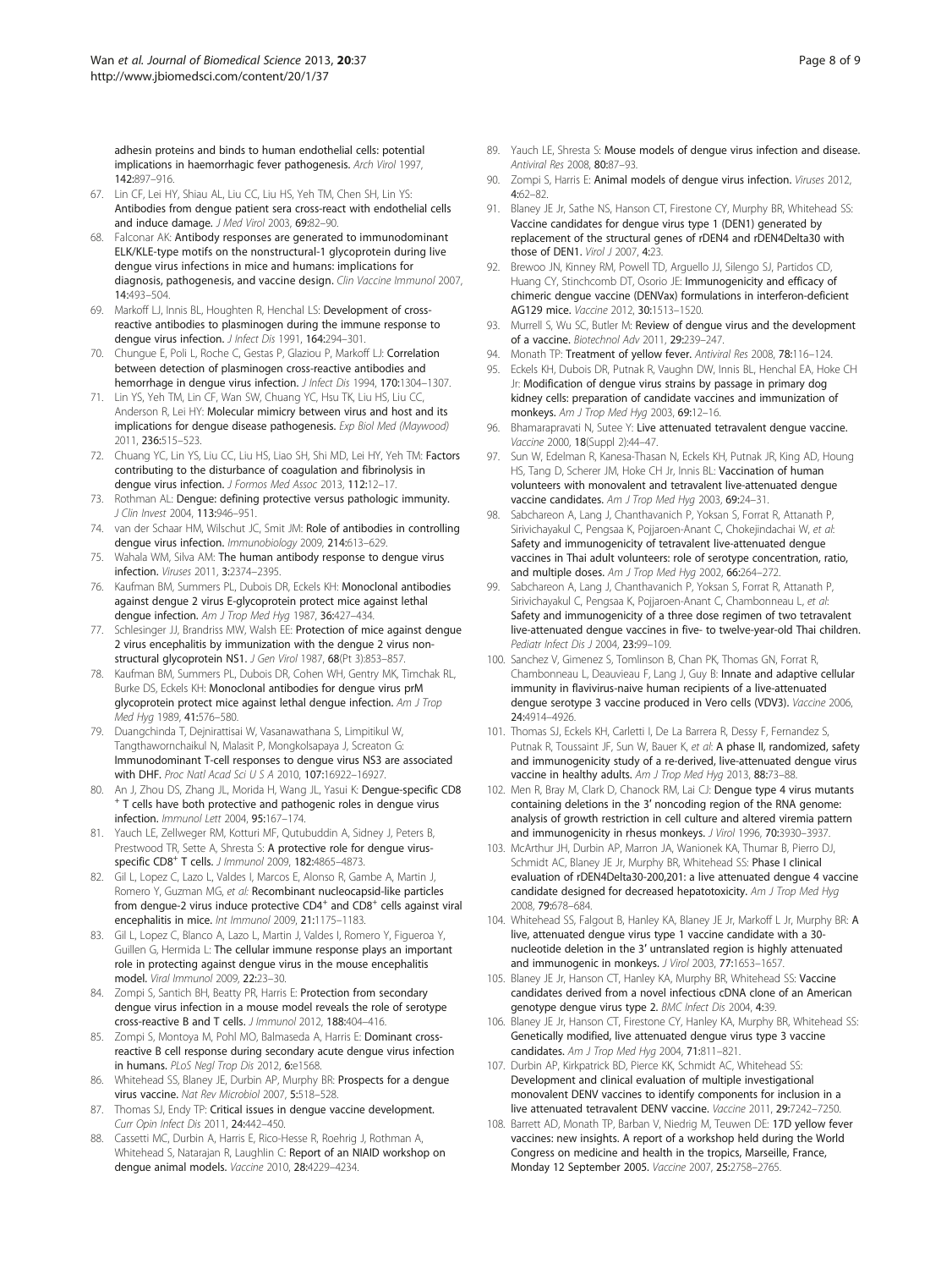adhesin proteins and binds to human endothelial cells: potential implications in haemorrhagic fever pathogenesis. *Arch Virol* 1997, **142:**897–916.

67. Lin CF, Lei HY, Shiau AL, Liu CC, Liu HS, Yeh TM, Chen SH, Lin YS: **Antibodies from dengue patient sera cross-react with endothelial cells and induce damage.** *J Med Virol* 2003, **69:**82–90.
68. Falconar AK: **Antibody responses are generated to immunodominant ELK/KLE-type motifs on the nonstructural-1 glycoprotein during live dengue virus infections in mice and humans: implications for diagnosis, pathogenesis, and vaccine design.** *Clin Vaccine Immunol* 2007, **14:**493–504.
69. Markoff LJ, Innis BL, Houghten R, Henchal LS: **Development of cross-reactive antibodies to plasminogen during the immune response to dengue virus infection.** *J Infect Dis* 1991, **164:**294–301.
70. Chungue E, Poli L, Roche C, Gestas P, Glaziou P, Markoff LJ: **Correlation between detection of plasminogen cross-reactive antibodies and hemorrhage in dengue virus infection.** *J Infect Dis* 1994, **170:**1304–1307.
71. Lin YS, Yeh TM, Lin CF, Wan SW, Chuang YC, Hsu TK, Liu HS, Liu CC, Anderson R, Lei HY: **Molecular mimicry between virus and host and its implications for dengue disease pathogenesis.** *Exp Biol Med (Maywood)* 2011, **236:**515–523.
72. Chuang YC, Lin YS, Liu CC, Liu HS, Liao SH, Shi MD, Lei HY, Yeh TM: **Factors contributing to the disturbance of coagulation and fibrinolysis in dengue virus infection.** *J Formos Med Assoc* 2013, **112:**12–17.
73. Rothman AL: **Dengue: defining protective versus pathologic immunity.** *J Clin Invest* 2004, **113:**946–951.
74. van der Schaar HM, Wilschut JC, Smit JM: **Role of antibodies in controlling dengue virus infection.** *Immunobiology* 2009, **214:**613–629.
75. Wahala WM, Silva AM: **The human antibody response to dengue virus infection.** *Viruses* 2011, **3:**2374–2395.
76. Kaufman BM, Summers PL, Dubois DR, Eckels KH: **Monoclonal antibodies against dengue 2 virus E-glycoprotein protect mice against lethal dengue infection.** *Am J Trop Med Hyg* 1987, **36:**427–434.
77. Schlesinger JJ, Brandriss MW, Walsh EE: **Protection of mice against dengue 2 virus encephalitis by immunization with the dengue 2 virus non-structural glycoprotein NS1.** *J Gen Virol* 1987, **68**(Pt 3)**:**853–857.
78. Kaufman BM, Summers PL, Dubois DR, Cohen WH, Gentry MK, Timchak RL, Burke DS, Eckels KH: **Monoclonal antibodies for dengue virus prM glycoprotein protect mice against lethal dengue infection.** *Am J Trop Med Hyg* 1989, **41:**576–580.
79. Duangchinda T, Dejnirattisai W, Vasanawathana S, Limpitikul W, Tangthawornchaikul N, Malasit P, Mongkolsapaya J, Screaton G: **Immunodominant T-cell responses to dengue virus NS3 are associated with DHF.** *Proc Natl Acad Sci U S A* 2010, **107:**16922–16927.
80. An J, Zhou DS, Zhang JL, Morida H, Wang JL, Yasui K: **Dengue-specific CD8$^+$ T cells have both protective and pathogenic roles in dengue virus infection.** *Immunol Lett* 2004, **95:**167–174.
81. Yauch LE, Zellweger RM, Kotturi MF, Qutubuddin A, Sidney J, Peters B, Prestwood TR, Sette A, Shresta S: **A protective role for dengue virus-specific CD8$^+$ T cells.** *J Immunol* 2009, **182:**4865–4873.
82. Gil L, Lopez C, Lazo L, Valdes I, Marcos E, Alonso R, Gambe A, Martin J, Romero Y, Guzman MG, *et al*: **Recombinant nucleocapsid-like particles from dengue-2 virus induce protective CD4$^+$ and CD8$^+$ cells against viral encephalitis in mice.** *Int Immunol* 2009, **21:**1175–1183.
83. Gil L, Lopez C, Blanco A, Lazo L, Martin J, Valdes I, Romero Y, Figueroa Y, Guillen G, Hermida L: **The cellular immune response plays an important role in protecting against dengue virus in the mouse encephalitis model.** *Viral Immunol* 2009, **22:**23–30.
84. Zompi S, Santich BH, Beatty PR, Harris E: **Protection from secondary dengue virus infection in a mouse model reveals the role of serotype cross-reactive B and T cells.** *J Immunol* 2012, **188:**404–416.
85. Zompi S, Montoya M, Pohl MO, Balmaseda A, Harris E: **Dominant cross-reactive B cell response during secondary acute dengue virus infection in humans.** *PLoS Negl Trop Dis* 2012, **6:**e1568.
86. Whitehead SS, Blaney JE, Durbin AP, Murphy BR: **Prospects for a dengue virus vaccine.** *Nat Rev Microbiol* 2007, **5:**518–528.
87. Thomas SJ, Endy TP: **Critical issues in dengue vaccine development.** *Curr Opin Infect Dis* 2011, **24:**442–450.
88. Cassetti MC, Durbin A, Harris E, Rico-Hesse R, Roehrig J, Rothman A, Whitehead S, Natarajan R, Laughlin C: **Report of an NIAID workshop on dengue animal models.** *Vaccine* 2010, **28:**4229–4234.
89. Yauch LE, Shresta S: **Mouse models of dengue virus infection and disease.** *Antiviral Res* 2008, **80:**87–93.
90. Zompi S, Harris E: **Animal models of dengue virus infection.** *Viruses* 2012, **4:**62–82.
91. Blaney JE Jr, Sathe NS, Hanson CT, Firestone CY, Murphy BR, Whitehead SS: **Vaccine candidates for dengue virus type 1 (DEN1) generated by replacement of the structural genes of rDEN4 and rDEN4Delta30 with those of DEN1.** *Virol J* 2007, **4:**23.
92. Brewoo JN, Kinney RM, Powell TD, Arguello JJ, Silengo SJ, Partidos CD, Huang CY, Stinchcomb DT, Osorio JE: **Immunogenicity and efficacy of chimeric dengue vaccine (DENVax) formulations in interferon-deficient AG129 mice.** *Vaccine* 2012, **30:**1513–1520.
93. Murrell S, Wu SC, Butler M: **Review of dengue virus and the development of a vaccine.** *Biotechnol Adv* 2011, **29:**239–247.
94. Monath TP: **Treatment of yellow fever.** *Antiviral Res* 2008, **78:**116–124.
95. Eckels KH, Dubois DR, Putnak R, Vaughn DW, Innis BL, Henchal EA, Hoke CH Jr: **Modification of dengue virus strains by passage in primary dog kidney cells: preparation of candidate vaccines and immunization of monkeys.** *Am J Trop Med Hyg* 2003, **69:**12–16.
96. Bhamarapravati N, Sutee Y: **Live attenuated tetravalent dengue vaccine.** *Vaccine* 2000, **18**(Suppl 2)**:**44–47.
97. Sun W, Edelman R, Kanesa-Thasan N, Eckels KH, Putnak JR, King AD, Houng HS, Tang D, Scherer JM, Hoke CH Jr, Innis BL: **Vaccination of human volunteers with monovalent and tetravalent live-attenuated dengue vaccine candidates.** *Am J Trop Med Hyg* 2003, **69:**24–31.
98. Sabchareon A, Lang J, Chanthavanich P, Yoksan S, Forrat R, Attanath P, Sirivichayakul C, Pengsaa K, Pojjaroen-Anant C, Chokejindachai W, *et al*: **Safety and immunogenicity of tetravalent live-attenuated dengue vaccines in Thai adult volunteers: role of serotype concentration, ratio, and multiple doses.** *Am J Trop Med Hyg* 2002, **66:**264–272.
99. Sabchareon A, Lang J, Chanthavanich P, Yoksan S, Forrat R, Attanath P, Sirivichayakul C, Pengsaa K, Pojjaroen-Anant C, Chambonneau L, *et al*: **Safety and immunogenicity of a three dose regimen of two tetravalent live-attenuated dengue vaccines in five- to twelve-year-old Thai children.** *Pediatr Infect Dis J* 2004, **23:**99–109.
100. Sanchez V, Gimenez S, Tomlinson B, Chan PK, Thomas GN, Forrat R, Chambonneau L, Deauvieau F, Lang J, Guy B: **Innate and adaptive cellular immunity in flavivirus-naive human recipients of a live-attenuated dengue serotype 3 vaccine produced in Vero cells (VDV3).** *Vaccine* 2006, **24:**4914–4926.
101. Thomas SJ, Eckels KH, Carletti I, De La Barrera R, Dessy F, Fernandez S, Putnak R, Toussaint JF, Sun W, Bauer K, *et al*: **A phase II, randomized, safety and immunogenicity study of a re-derived, live-attenuated dengue virus vaccine in healthy adults.** *Am J Trop Med Hyg* 2013, **88:**73–88.
102. Men R, Bray M, Clark D, Chanock RM, Lai CJ: **Dengue type 4 virus mutants containing deletions in the 3′ noncoding region of the RNA genome: analysis of growth restriction in cell culture and altered viremia pattern and immunogenicity in rhesus monkeys.** *J Virol* 1996, **70:**3930–3937.
103. McArthur JH, Durbin AP, Marron JA, Wanionek KA, Thumar B, Pierro DJ, Schmidt AC, Blaney JE Jr, Murphy BR, Whitehead SS: **Phase I clinical evaluation of rDEN4Delta30-200,201: a live attenuated dengue 4 vaccine candidate designed for decreased hepatotoxicity.** *Am J Trop Med Hyg* 2008, **79:**678–684.
104. Whitehead SS, Falgout B, Hanley KA, Blaney JE Jr, Markoff L Jr, Murphy BR: **A live, attenuated dengue virus type 1 vaccine candidate with a 30-nucleotide deletion in the 3′ untranslated region is highly attenuated and immunogenic in monkeys.** *J Virol* 2003, **77:**1653–1657.
105. Blaney JE Jr, Hanson CT, Hanley KA, Murphy BR, Whitehead SS: **Vaccine candidates derived from a novel infectious cDNA clone of an American genotype dengue virus type 2.** *BMC Infect Dis* 2004, **4:**39.
106. Blaney JE Jr, Hanson CT, Firestone CY, Hanley KA, Murphy BR, Whitehead SS: **Genetically modified, live attenuated dengue virus type 3 vaccine candidates.** *Am J Trop Med Hyg* 2004, **71:**811–821.
107. Durbin AP, Kirkpatrick BD, Pierce KK, Schmidt AC, Whitehead SS: **Development and clinical evaluation of multiple investigational monovalent DENV vaccines to identify components for inclusion in a live attenuated tetravalent DENV vaccine.** *Vaccine* 2011, **29:**7242–7250.
108. Barrett AD, Monath TP, Barban V, Niedrig M, Teuwen DE: **17D yellow fever vaccines: new insights. A report of a workshop held during the World Congress on medicine and health in the tropics, Marseille, France, Monday 12 September 2005.** *Vaccine* 2007, **25:**2758–2765.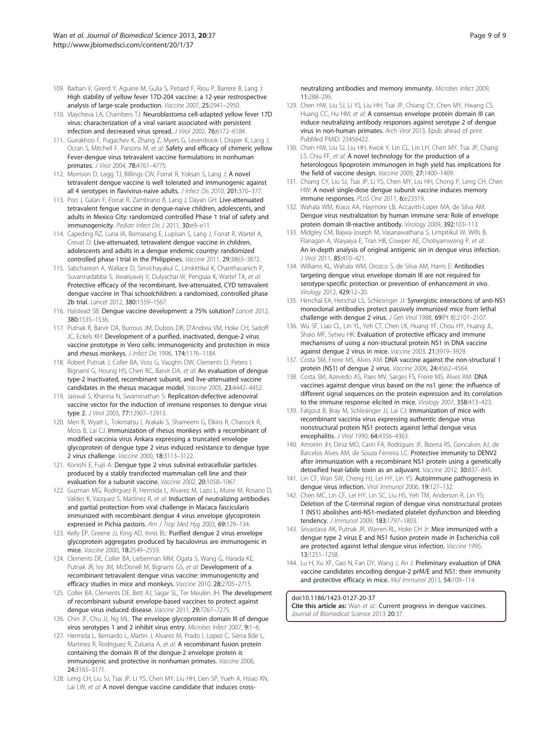109. Barban V, Girerd Y, Aguirre M, Gulia S, Petiard F, Riou P, Barrere B, Lang J: High stability of yellow fever 17D-204 vaccine: a 12-year restrospective analysis of large-scale production. *Vaccine* 2007, 25:2941–2950.
110. Vlaycheva LA, Chambers TJ: Neuroblastoma cell-adapted yellow fever 17D virus: characterization of a viral variant associated with persistent infection and decreased virus spread. *J Virol* 2002, 76:6172–6184.
111. Guirakhoo F, Pugachev K, Zhang Z, Myers G, Levenbook I, Draper K, Lang J, Ocran S, Mitchell F, Parsons M, *et al*: Safety and efficacy of chimeric yellow Fever-dengue virus tetravalent vaccine formulations in nonhuman primates. *J Virol* 2004, 78:4761–4775.
112. Morrison D, Legg TJ, Billings CW, Forrat R, Yoksan S, Lang J: A novel tetravalent dengue vaccine is well tolerated and immunogenic against all 4 serotypes in flavivirus-naive adults. *J Infect Dis* 2010, 201:370–377.
113. Poo J, Galan F, Forrat R, Zambrano B, Lang J, Dayan GH: Live-attenuated tetravalent fengue vaccine in dengue-naive children, adolescents, and adults in Mexico City: randomized controlled Phase 1 trial of safety and immunogenicity. *Pediatr Infect Dis J* 2011, 30:e9–e11.
114. Capeding RZ, Luna IA, Bomasang E, Lupisan S, Lang J, Forrat R, Wartel A, Crevat D: Live-attenuated, tetravalent dengue vaccine in children, adolescents and adults in a dengue endemic country: randomized controlled phase I trial in the Philippines. *Vaccine* 2011, 29:3863–3872.
115. Sabchareon A, Wallace D, Sirivichayakul C, Limkittikul K, Chanthavanich P, Suvannadabba S, Jiwariyavej V, Dulyachai W, Pengsaa K, Wartel TA, *et al*: Protective efficacy of the recombinant, live-attenuated, CYD tetravalent dengue vaccine in Thai schoolchildren: a randomised, controlled phase 2b trial. *Lancet* 2012, 380:1559–1567.
116. Halstead SB: Dengue vaccine development: a 75% solution? *Lancet* 2012, 380:1535–1536.
117. Putnak R, Barvir DA, Burrous JM, Dubois DR, D'Andrea VM, Hoke CH, Sadoff JC, Eckels KH: Development of a purified, inactivated, dengue-2 virus vaccine prototype in Vero cells: immunogenicity and protection in mice and rhesus monkeys. *J Infect Dis* 1996, 174:1176–1184.
118. Robert Putnak J, Coller BA, Voss G, Vaughn DW, Clements D, Peters I, Bignami G, Houng HS, Chen RC, Barvir DA, *et al*: An evaluation of dengue type-2 inactivated, recombinant subunit, and live-attenuated vaccine candidates in the rhesus macaque model. *Vaccine* 2005, 23:4442–4452.
119. Jaiswal S, Khanna N, Swaminathan S: Replication-defective adenoviral vaccine vector for the induction of immune responses to dengue virus type 2. *J Virol* 2003, 77:12907–12913.
120. Men R, Wyatt L, Tokimatsu I, Arakaki S, Shameem G, Elkins R, Chanock R, Moss B, Lai CJ: Immunization of rhesus monkeys with a recombinant of modified vaccinia virus Ankara expressing a truncated envelope glycoprotein of dengue type 2 virus induced resistance to dengue type 2 virus challenge. *Vaccine* 2000, 18:3113–3122.
121. Konishi E, Fujii A: Dengue type 2 virus subviral extracellular particles produced by a stably transfected mammalian cell line and their evaluation for a subunit vaccine. *Vaccine* 2002, 20:1058–1067.
122. Guzman MG, Rodriguez R, Hermida L, Alvarez M, Lazo L, Mune M, Rosario D, Valdes K, Vazquez S, Martinez R, *et al*: Induction of neutralizing antibodies and partial protection from viral challenge in Macaca fascicularis immunized with recombinant dengue 4 virus envelope glycoprotein expressed in Pichia pastoris. *Am J Trop Med Hyg* 2003, 69:129–134.
123. Kelly EP, Greene JJ, King AD, Innis BL: Purified dengue 2 virus envelope glycoprotein aggregates produced by baculovirus are immunogenic in mice. *Vaccine* 2000, 18:2549–2559.
124. Clements DE, Coller BA, Lieberman MM, Ogata S, Wang G, Harada KE, Putnak JR, Ivy JM, McDonell M, Bignami GS, *et al*: Development of a recombinant tetravalent dengue virus vaccine: immunogenicity and efficacy studies in mice and monkeys. *Vaccine* 2010, 28:2705–2715.
125. Coller BA, Clements DE, Bett AJ, Sagar SL, Ter Meulen JH: The development of recombinant subunit envelope-based vaccines to protect against dengue virus induced disease. *Vaccine* 2011, 29:7267–7275.
126. Chin JF, Chu JJ, Ng ML: The envelope glycoprotein domain III of dengue virus serotypes 1 and 2 inhibit virus entry. *Microbes Infect* 2007, 9:1–6.
127. Hermida L, Bernardo L, Martin J, Alvarez M, Prado I, Lopez C, Sierra Bde L, Martinez R, Rodriguez R, Zulueta A, *et al*: A recombinant fusion protein containing the domain III of the dengue-2 envelope protein is immunogenic and protective in nonhuman primates. *Vaccine* 2006, 24:3165–3171.
128. Leng CH, Liu SJ, Tsai JP, Li YS, Chen MY, Liu HH, Lien SP, Yueh A, Hsiao KN, Lai LW, *et al*: A novel dengue vaccine candidate that induces cross-neutralizing antibodies and memory immunity. *Microbes Infect* 2009, 11:288–295.
129. Chen HW, Liu SJ, Li YS, Liu HH, Tsai JP, Chiang CY, Chen MY, Hwang CS, Huang CC, Hu HM, *et al*: A consensus envelope protein domain III can induce neutralizing antibody responses against serotype 2 of dengue virus in non-human primates. *Arch Virol* 2013. Epub ahead of print PubMed PMID: 23456422.
130. Chen HW, Liu SJ, Liu HH, Kwok Y, Lin CL, Lin LH, Chen MY, Tsai JP, Chang LS, Chiu FF, *et al*: A novel technology for the production of a heterologous lipoprotein immunogen in high yield has implications for the field of vaccine design. *Vaccine* 2009, 27:1400–1409.
131. Chiang CY, Liu SJ, Tsai JP, Li YS, Chen MY, Liu HH, Chong P, Leng CH, Chen HW: A novel single-dose dengue subunit vaccine induces memory immune responses. *PLoS One* 2011, 6:e23319.
132. Wahala WM, Kraus AA, Haymore LB, Accavitti-Loper MA, de Silva AM: Dengue virus neutralization by human immune sera: Role of envelope protein domain III-reactive antibody. *Virology* 2009, 392:103–113.
133. Midgley CM, Bajwa-Joseph M, Vasanawathana S, Limpitikul W, Wills B, Flanagan A, Waiyaiya E, Tran HB, Cowper AE, Chotiyarnwong P, *et al*: An in-depth analysis of original antigenic sin in dengue virus infection. *J Virol* 2011, 85:410–421.
134. Williams KL, Wahala WM, Orozco S, de Silva AM, Harris E: Antibodies targeting dengue virus envelope domain III are not required for serotype-specific protection or prevention of enhancement *in vivo*. *Virology* 2012, 429:12–20.
135. Henchal EA, Henchal LS, Schlesinger JJ: Synergistic interactions of anti-NS1 monoclonal antibodies protect passively immunized mice from lethal challenge with dengue 2 virus. *J Gen Virol* 1988, 69(Pt 8):2101–2107.
136. Wu SF, Liao CL, Lin YL, Yeh CT, Chen LK, Huang YF, Chou HY, Huang JL, Shaio MF, Sytwu HK: Evaluation of protective efficacy and immune mechanisms of using a non-structural protein NS1 in DNA vaccine against dengue 2 virus in mice. *Vaccine* 2003, 21:3919–3929.
137. Costa SM, Freire MS, Alves AM: DNA vaccine against the non-structural 1 protein (NS1) of dengue 2 virus. *Vaccine* 2006, 24:4562–4564.
138. Costa SM, Azevedo AS, Paes MV, Sarges FS, Freire MS, Alves AM: DNA vaccines against dengue virus based on the ns1 gene: the influence of different signal sequences on the protein expression and its correlation to the immune response elicited in mice. *Virology* 2007, 358:413–423.
139. Falgout B, Bray M, Schlesinger JJ, Lai CJ: Immunization of mice with recombinant vaccinia virus expressing authentic dengue virus nonstructural protein NS1 protects against lethal dengue virus encephalitis. *J Virol* 1990, 64:4356–4363.
140. Amorim JH, Diniz MO, Cariri FA, Rodrigues JF, Bizerra RS, Goncalves AJ, de Barcelos Alves AM, de Souza Ferreira LC: Protective immunity to DENV2 after immunization with a recombinant NS1 protein using a genetically detoxified heat-labile toxin as an adjuvant. *Vaccine* 2012, 30:837–845.
141. Lin CF, Wan SW, Cheng HJ, Lei HY, Lin YS: Autoimmune pathogenesis in dengue virus infection. *Viral Immunol* 2006, 19:127–132.
142. Chen MC, Lin CF, Lei HY, Lin SC, Liu HS, Yeh TM, Anderson R, Lin YS: Deletion of the C-terminal region of dengue virus nonstructural protein 1 (NS1) abolishes anti-NS1-mediated platelet dysfunction and bleeding tendency. *J Immunol* 2009, 183:1797–1803.
143. Srivastava AK, Putnak JR, Warren RL, Hoke CH Jr: Mice immunized with a dengue type 2 virus E and NS1 fusion protein made in Escherichia coli are protected against lethal dengue virus infection. *Vaccine* 1995, 13:1251–1258.
144. Lu H, Xu XF, Gao N, Fan DY, Wang J, An J: Preliminary evaluation of DNA vaccine candidates encoding dengue-2 prM/E and NS1: their immunity and protective efficacy in mice. *Mol Immunol* 2013, 54:109–114.

doi:10.1186/1423-0127-20-37

**Cite this article as:** Wan *et al*.: Current progress in dengue vaccines. *Journal of Biomedical Science* 2013 20:37.